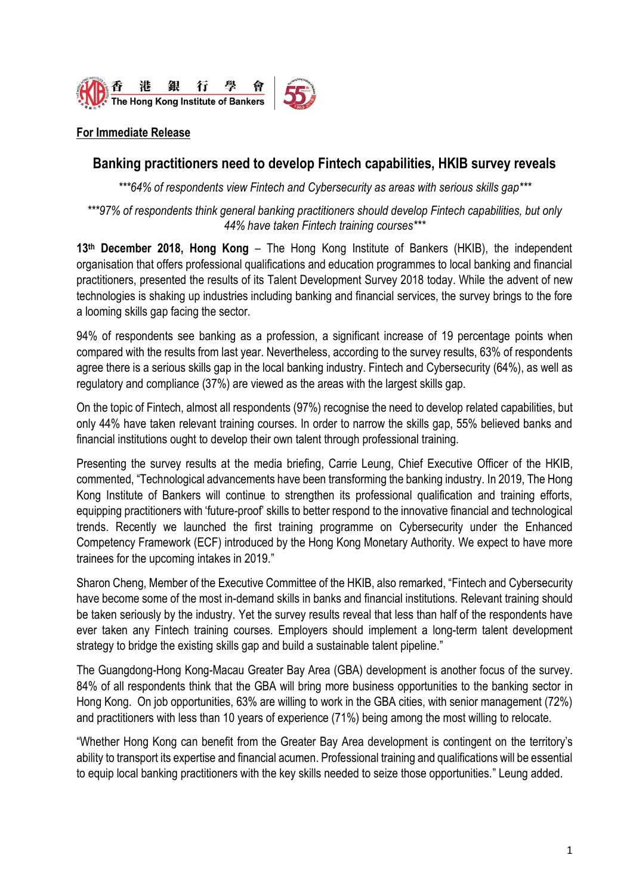香港銀行學會 The Hong Kong Institute of Bankers

**For Immediate Release**

## Banking practitioners need to develop Fintech capabilities, HKIB survey reveals

*\*\*\*64% of respondents view Fintech and Cybersecurity as areas with serious skills gap\*\*\**

*\*\*\*97% of respondents think general banking practitioners should develop Fintech capabilities, but only 44% have taken Fintech training courses\*\*\**

**13th December 2018, Hong Kong** – The Hong Kong Institute of Bankers (HKIB), the independent organisation that offers professional qualifications and education programmes to local banking and financial practitioners, presented the results of its Talent Development Survey 2018 today. While the advent of new technologies is shaking up industries including banking and financial services, the survey brings to the fore a looming skills gap facing the sector.

94% of respondents see banking as a profession, a significant increase of 19 percentage points when compared with the results from last year. Nevertheless, according to the survey results, 63% of respondents agree there is a serious skills gap in the local banking industry. Fintech and Cybersecurity (64%), as well as regulatory and compliance (37%) are viewed as the areas with the largest skills gap.

On the topic of Fintech, almost all respondents (97%) recognise the need to develop related capabilities, but only 44% have taken relevant training courses. In order to narrow the skills gap, 55% believed banks and financial institutions ought to develop their own talent through professional training.

Presenting the survey results at the media briefing, Carrie Leung, Chief Executive Officer of the HKIB, commented, "Technological advancements have been transforming the banking industry. In 2019, The Hong Kong Institute of Bankers will continue to strengthen its professional qualification and training efforts, equipping practitioners with 'future-proof' skills to better respond to the innovative financial and technological trends. Recently we launched the first training programme on Cybersecurity under the Enhanced Competency Framework (ECF) introduced by the Hong Kong Monetary Authority. We expect to have more trainees for the upcoming intakes in 2019."

Sharon Cheng, Member of the Executive Committee of the HKIB, also remarked, "Fintech and Cybersecurity have become some of the most in-demand skills in banks and financial institutions. Relevant training should be taken seriously by the industry. Yet the survey results reveal that less than half of the respondents have ever taken any Fintech training courses. Employers should implement a long-term talent development strategy to bridge the existing skills gap and build a sustainable talent pipeline."

The Guangdong-Hong Kong-Macau Greater Bay Area (GBA) development is another focus of the survey. 84% of all respondents think that the GBA will bring more business opportunities to the banking sector in Hong Kong. On job opportunities, 63% are willing to work in the GBA cities, with senior management (72%) and practitioners with less than 10 years of experience (71%) being among the most willing to relocate.

"Whether Hong Kong can benefit from the Greater Bay Area development is contingent on the territory's ability to transport its expertise and financial acumen. Professional training and qualifications will be essential to equip local banking practitioners with the key skills needed to seize those opportunities." Leung added.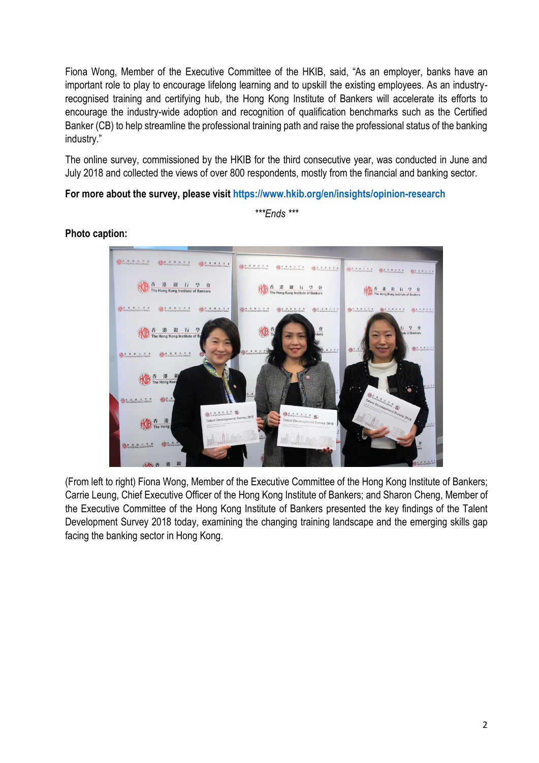Fiona Wong, Member of the Executive Committee of the HKIB, said, "As an employer, banks have an important role to play to encourage lifelong learning and to upskill the existing employees. As an industry-recognised training and certifying hub, the Hong Kong Institute of Bankers will accelerate its efforts to encourage the industry-wide adoption and recognition of qualification benchmarks such as the Certified Banker (CB) to help streamline the professional training path and raise the professional status of the banking industry."

The online survey, commissioned by the HKIB for the third consecutive year, was conducted in June and July 2018 and collected the views of over 800 respondents, mostly from the financial and banking sector.

**For more about the survey, please visit https://www.hkib.org/en/insights/opinion-research**

*\*\*\*Ends \*\*\**

**Photo caption:**

(From left to right) Fiona Wong, Member of the Executive Committee of the Hong Kong Institute of Bankers; Carrie Leung, Chief Executive Officer of the Hong Kong Institute of Bankers; and Sharon Cheng, Member of the Executive Committee of the Hong Kong Institute of Bankers presented the key findings of the Talent Development Survey 2018 today, examining the changing training landscape and the emerging skills gap facing the banking sector in Hong Kong.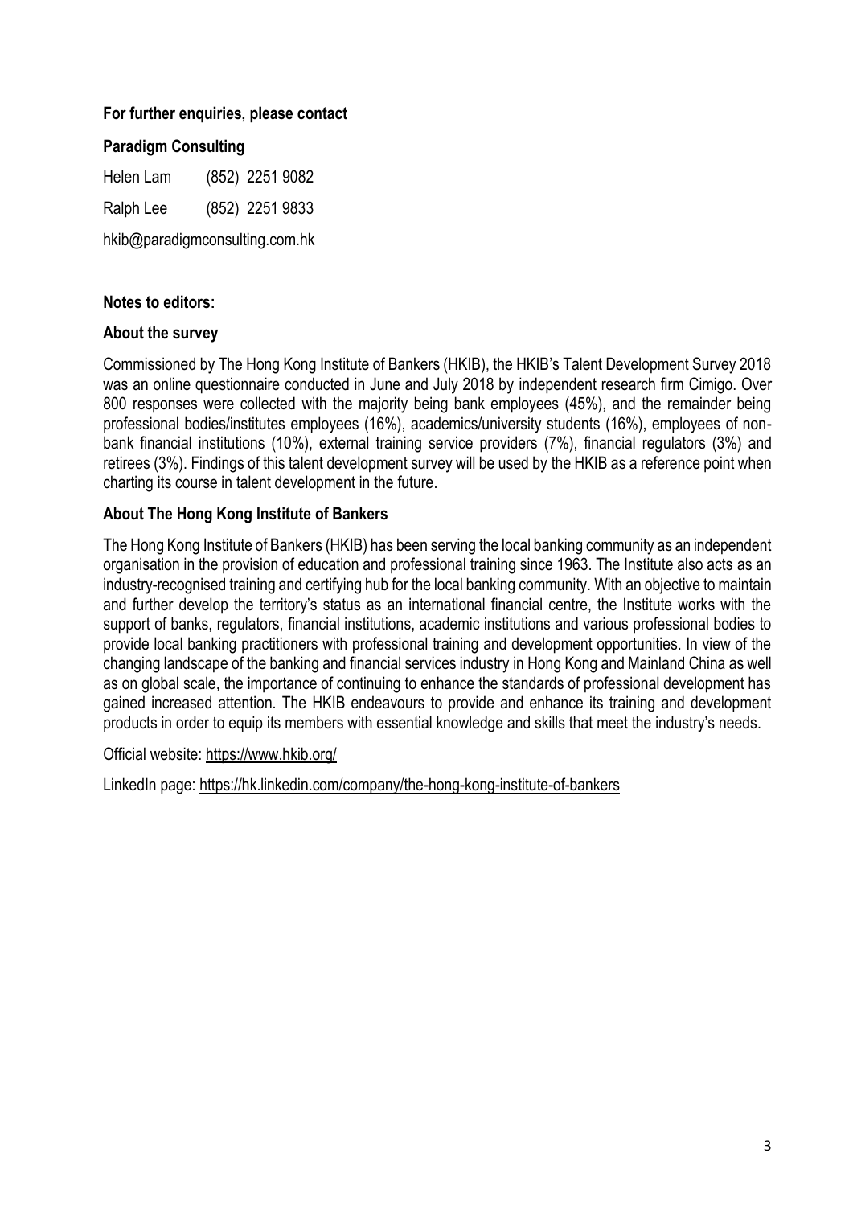**For further enquiries, please contact**

**Paradigm Consulting**

Helen Lam (852) 2251 9082

Ralph Lee (852) 2251 9833

hkib@paradigmconsulting.com.hk

**Notes to editors:**

**About the survey**

Commissioned by The Hong Kong Institute of Bankers (HKIB), the HKIB's Talent Development Survey 2018 was an online questionnaire conducted in June and July 2018 by independent research firm Cimigo. Over 800 responses were collected with the majority being bank employees (45%), and the remainder being professional bodies/institutes employees (16%), academics/university students (16%), employees of non-bank financial institutions (10%), external training service providers (7%), financial regulators (3%) and retirees (3%). Findings of this talent development survey will be used by the HKIB as a reference point when charting its course in talent development in the future.

**About The Hong Kong Institute of Bankers**

The Hong Kong Institute of Bankers (HKIB) has been serving the local banking community as an independent organisation in the provision of education and professional training since 1963. The Institute also acts as an industry-recognised training and certifying hub for the local banking community. With an objective to maintain and further develop the territory's status as an international financial centre, the Institute works with the support of banks, regulators, financial institutions, academic institutions and various professional bodies to provide local banking practitioners with professional training and development opportunities. In view of the changing landscape of the banking and financial services industry in Hong Kong and Mainland China as well as on global scale, the importance of continuing to enhance the standards of professional development has gained increased attention. The HKIB endeavours to provide and enhance its training and development products in order to equip its members with essential knowledge and skills that meet the industry's needs.

Official website: https://www.hkib.org/

LinkedIn page: https://hk.linkedin.com/company/the-hong-kong-institute-of-bankers